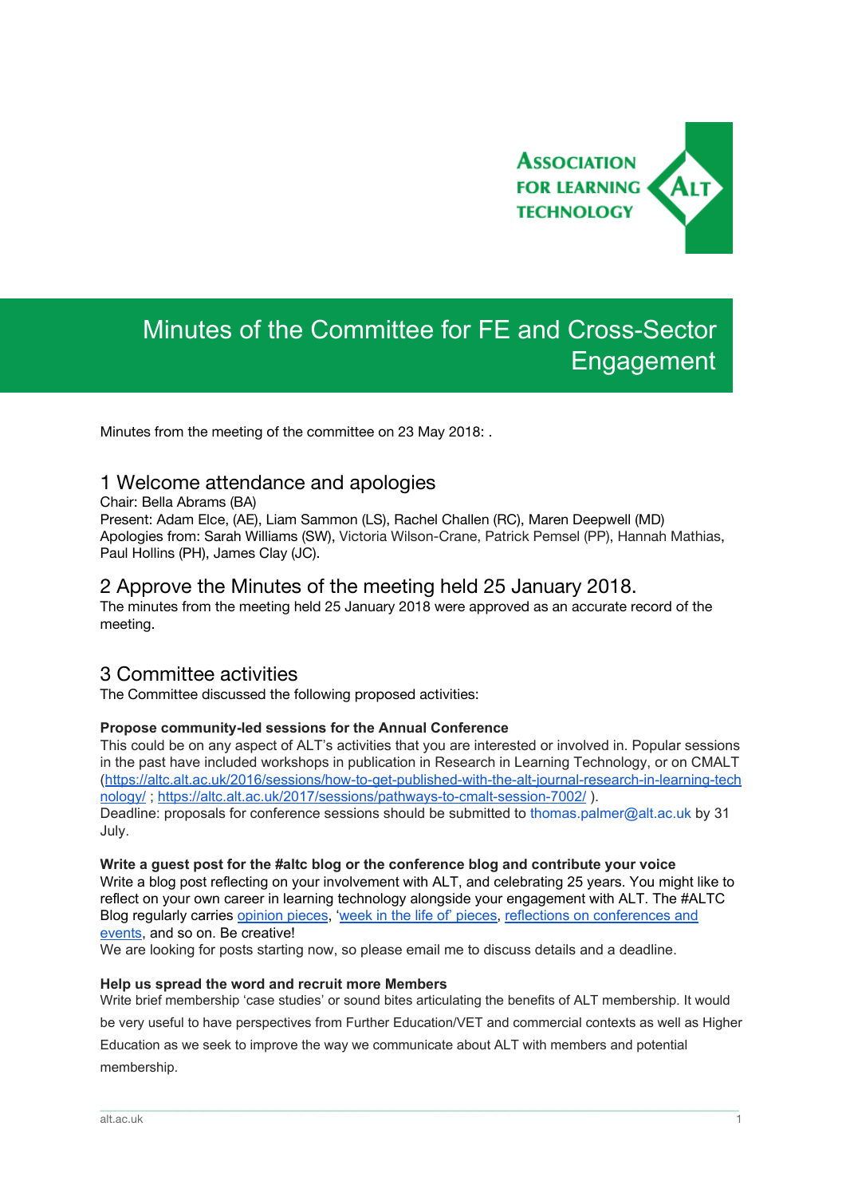# Minutes of the Committee for FE and Cross-Sector Engagement

Minutes from the meeting of the committee on 23 May 2018: .

## 1 Welcome attendance and apologies

Chair: Bella Abrams (BA)
Present: Adam Elce, (AE), Liam Sammon (LS), Rachel Challen (RC), Maren Deepwell (MD)
Apologies from: Sarah Williams (SW), Victoria Wilson-Crane, Patrick Pemsel (PP), Hannah Mathias, Paul Hollins (PH), James Clay (JC).

## 2 Approve the Minutes of the meeting held 25 January 2018.

The minutes from the meeting held 25 January 2018 were approved as an accurate record of the meeting.

## 3 Committee activities

The Committee discussed the following proposed activities:

**Propose community-led sessions for the Annual Conference**

This could be on any aspect of ALT's activities that you are interested or involved in. Popular sessions in the past have included workshops in publication in Research in Learning Technology, or on CMALT (https://altc.alt.ac.uk/2016/sessions/how-to-get-published-with-the-alt-journal-research-in-learning-technology/ ; https://altc.alt.ac.uk/2017/sessions/pathways-to-cmalt-session-7002/ ).
Deadline: proposals for conference sessions should be submitted to thomas.palmer@alt.ac.uk by 31 July.

**Write a guest post for the #altc blog or the conference blog and contribute your voice**

Write a blog post reflecting on your involvement with ALT, and celebrating 25 years. You might like to reflect on your own career in learning technology alongside your engagement with ALT. The #ALTC Blog regularly carries opinion pieces, 'week in the life of' pieces, reflections on conferences and events, and so on. Be creative!
We are looking for posts starting now, so please email me to discuss details and a deadline.

**Help us spread the word and recruit more Members**

Write brief membership 'case studies' or sound bites articulating the benefits of ALT membership. It would be very useful to have perspectives from Further Education/VET and commercial contexts as well as Higher Education as we seek to improve the way we communicate about ALT with members and potential membership.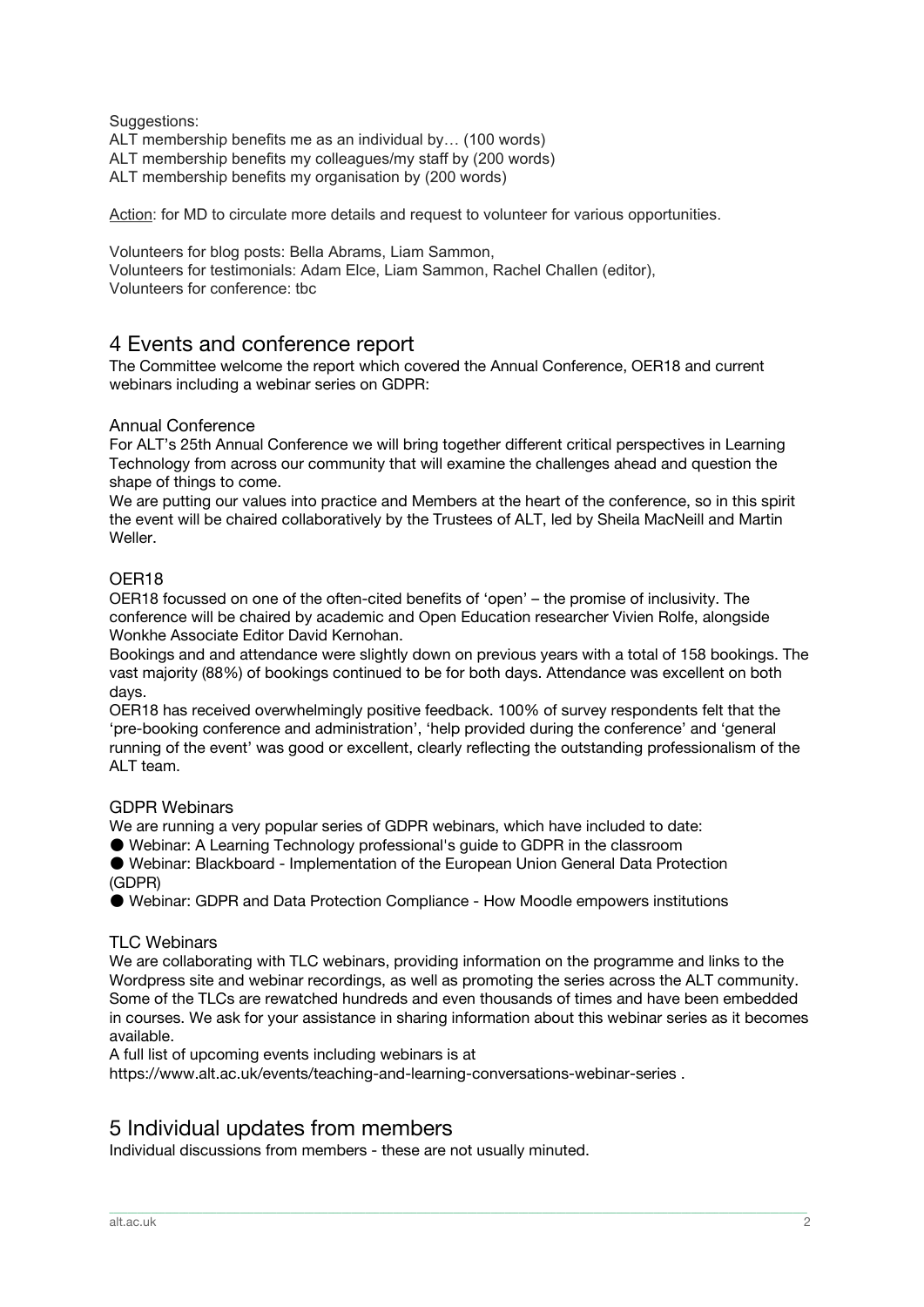Suggestions:
ALT membership benefits me as an individual by… (100 words)
ALT membership benefits my colleagues/my staff by (200 words)
ALT membership benefits my organisation by (200 words)

Action: for MD to circulate more details and request to volunteer for various opportunities.

Volunteers for blog posts: Bella Abrams, Liam Sammon,
Volunteers for testimonials: Adam Elce, Liam Sammon, Rachel Challen (editor),
Volunteers for conference: tbc

## 4 Events and conference report

The Committee welcome the report which covered the Annual Conference, OER18 and current webinars including a webinar series on GDPR:

### Annual Conference

For ALT's 25th Annual Conference we will bring together different critical perspectives in Learning Technology from across our community that will examine the challenges ahead and question the shape of things to come.
We are putting our values into practice and Members at the heart of the conference, so in this spirit the event will be chaired collaboratively by the Trustees of ALT, led by Sheila MacNeill and Martin Weller.

### OER18

OER18 focussed on one of the often-cited benefits of 'open' – the promise of inclusivity. The conference will be chaired by academic and Open Education researcher Vivien Rolfe, alongside Wonkhe Associate Editor David Kernohan.
Bookings and and attendance were slightly down on previous years with a total of 158 bookings. The vast majority (88%) of bookings continued to be for both days. Attendance was excellent on both days.
OER18 has received overwhelmingly positive feedback. 100% of survey respondents felt that the 'pre-booking conference and administration', 'help provided during the conference' and 'general running of the event' was good or excellent, clearly reflecting the outstanding professionalism of the ALT team.

### GDPR Webinars

We are running a very popular series of GDPR webinars, which have included to date:

- Webinar: A Learning Technology professional's guide to GDPR in the classroom
- Webinar: Blackboard - Implementation of the European Union General Data Protection (GDPR)
- Webinar: GDPR and Data Protection Compliance - How Moodle empowers institutions

### TLC Webinars

We are collaborating with TLC webinars, providing information on the programme and links to the Wordpress site and webinar recordings, as well as promoting the series across the ALT community. Some of the TLCs are rewatched hundreds and even thousands of times and have been embedded in courses. We ask for your assistance in sharing information about this webinar series as it becomes available.
A full list of upcoming events including webinars is at
https://www.alt.ac.uk/events/teaching-and-learning-conversations-webinar-series .

## 5 Individual updates from members

Individual discussions from members - these are not usually minuted.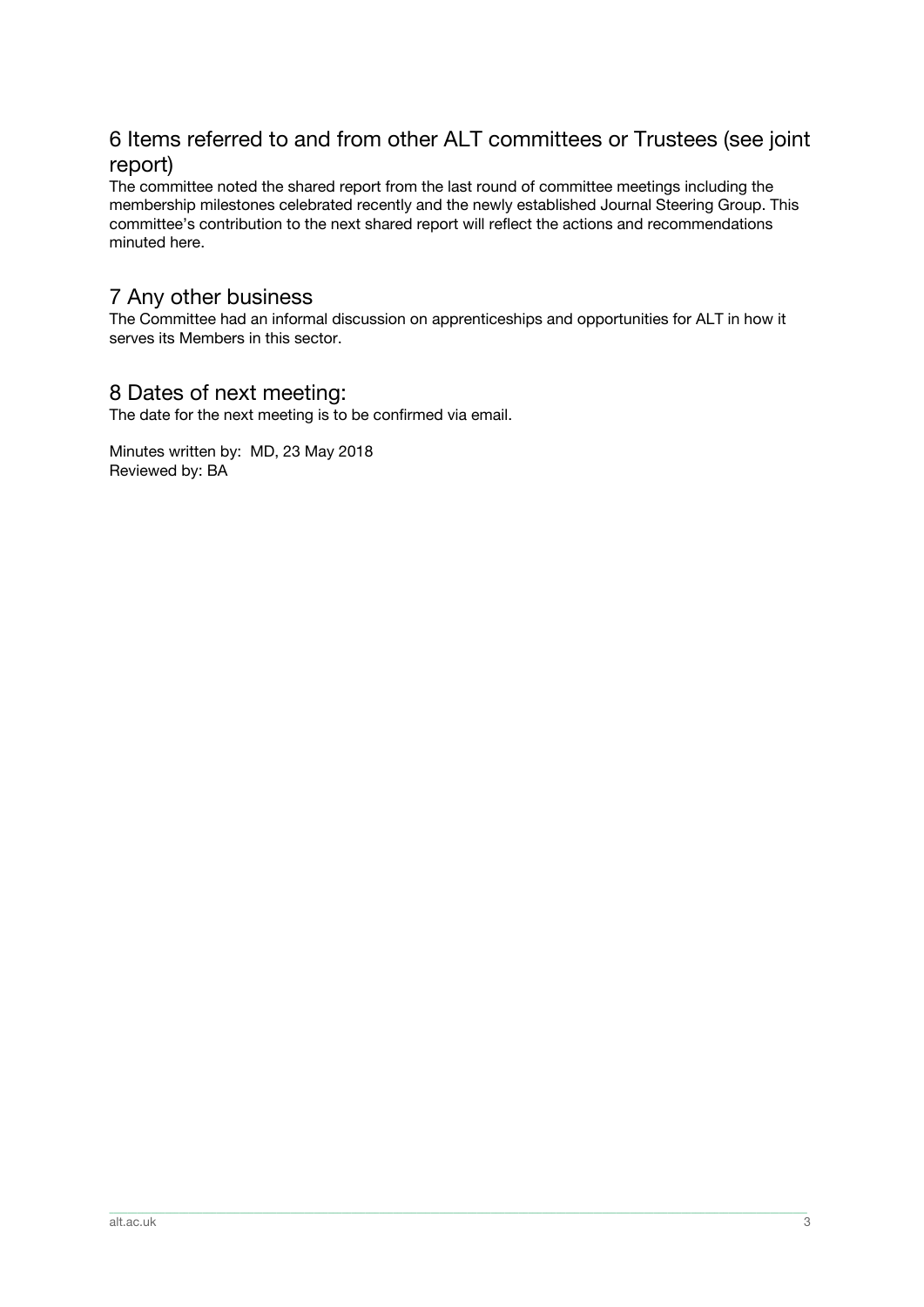## 6 Items referred to and from other ALT committees or Trustees (see joint report)

The committee noted the shared report from the last round of committee meetings including the membership milestones celebrated recently and the newly established Journal Steering Group. This committee's contribution to the next shared report will reflect the actions and recommendations minuted here.

## 7 Any other business

The Committee had an informal discussion on apprenticeships and opportunities for ALT in how it serves its Members in this sector.

## 8 Dates of next meeting:

The date for the next meeting is to be confirmed via email.

Minutes written by: MD, 23 May 2018
Reviewed by: BA